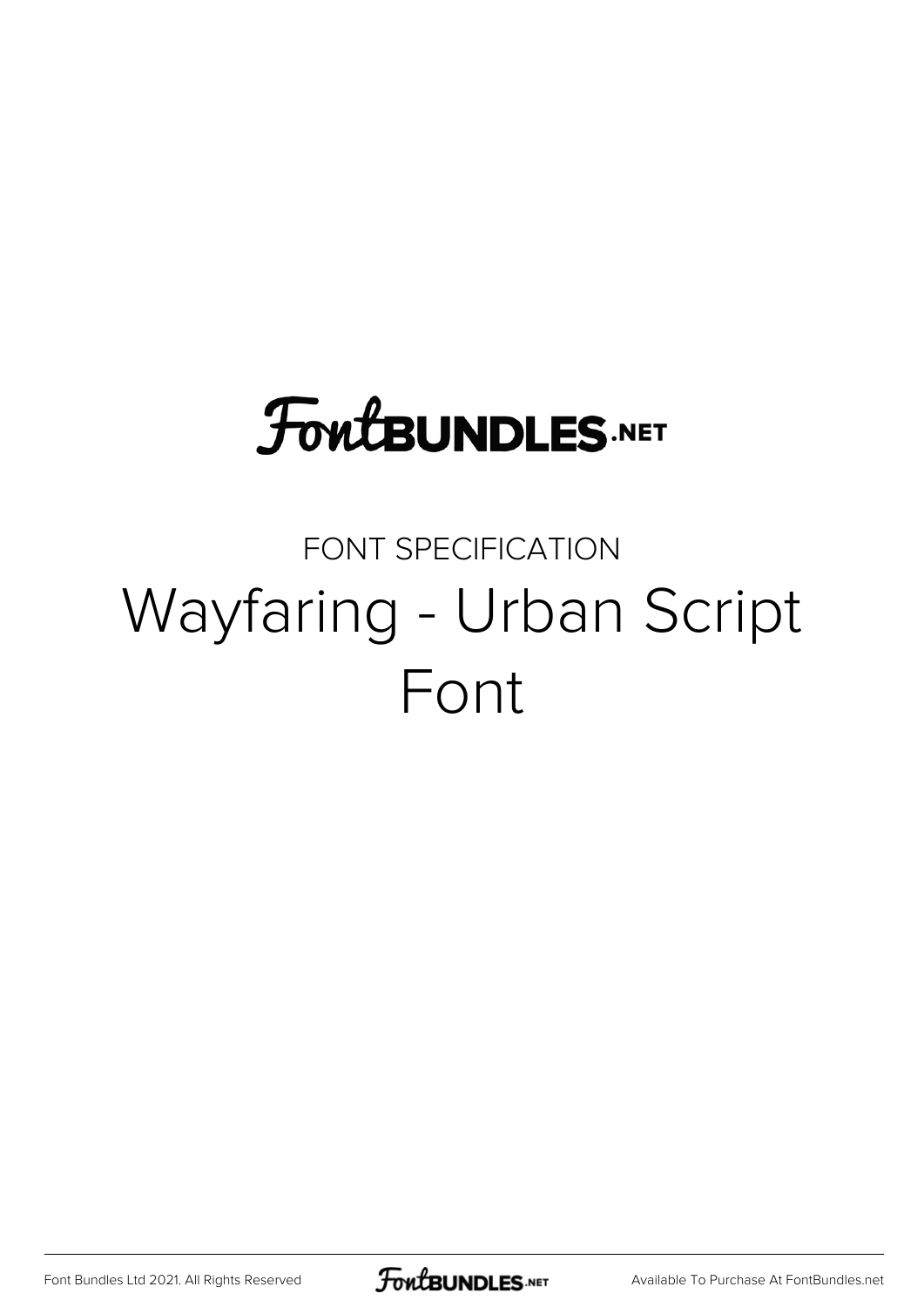FontBUNDLES.NET

FONT SPECIFICATION

# Wayfaring - Urban Script Font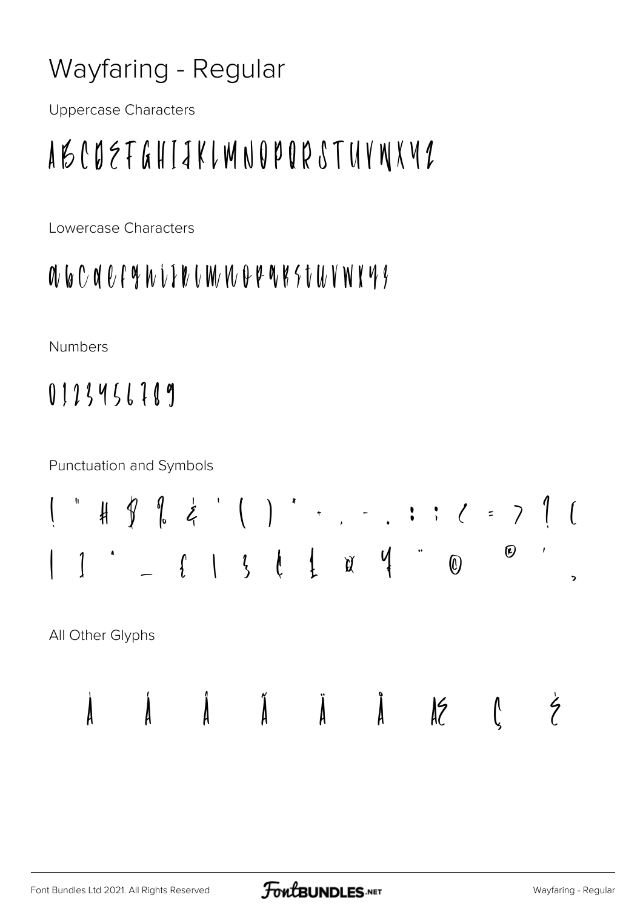# Wayfaring - Regular

Uppercase Characters

ABCDEFGHIJKLMNOPQRSTUVWXYZ

Lowercase Characters

abcdefghijklmnopqrstuvwxyz

Numbers

0123456789

Punctuation and Symbols

! " # $ % & ' ( ) * + , - . : ; < = > ? [
| ] ^ _ { | } ¢ £ ¤ ¥ ¨ © ® ´ ¸

All Other Glyphs

À Á Â Ã Ä Å Æ Ç È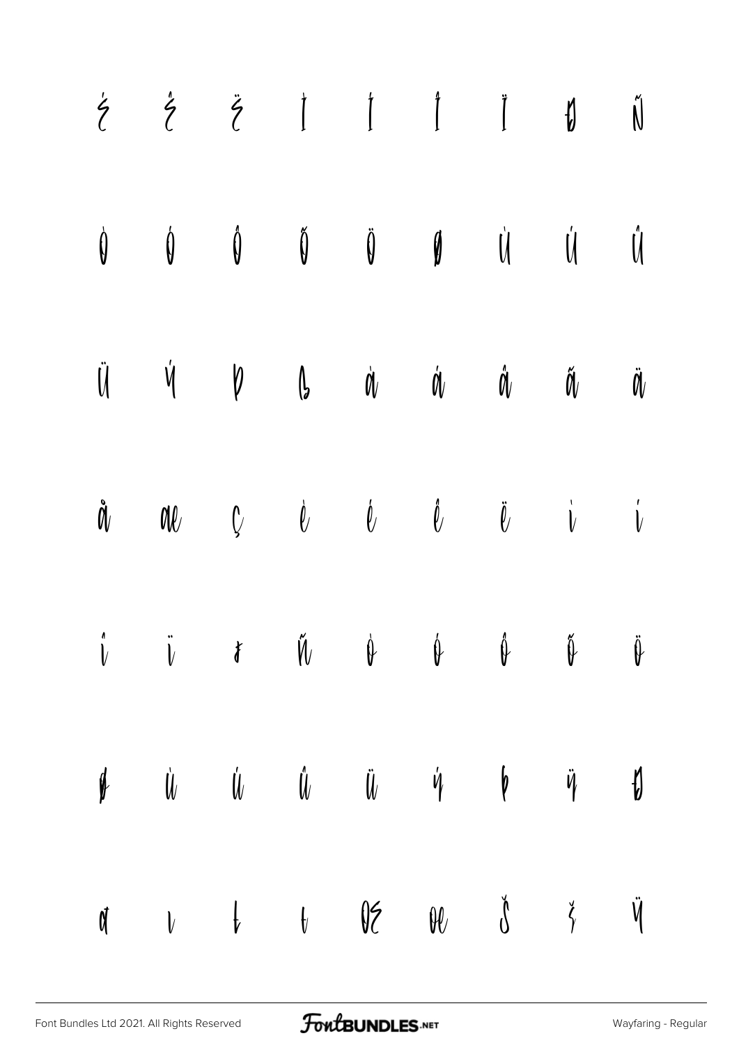É Ê Ë Ì Í Î Ï Ð Ñ

Ò Ó Ô Õ Ö Ø Ù Ú Û

Ü Ý Þ ß à á â ã ä

å æ ç è é ê ë ì í

î ï ð ñ ò ó ô õ ö

ø ù ú û ü ý þ ÿ Đ

đ ı Ł ł Œ œ Š š Ÿ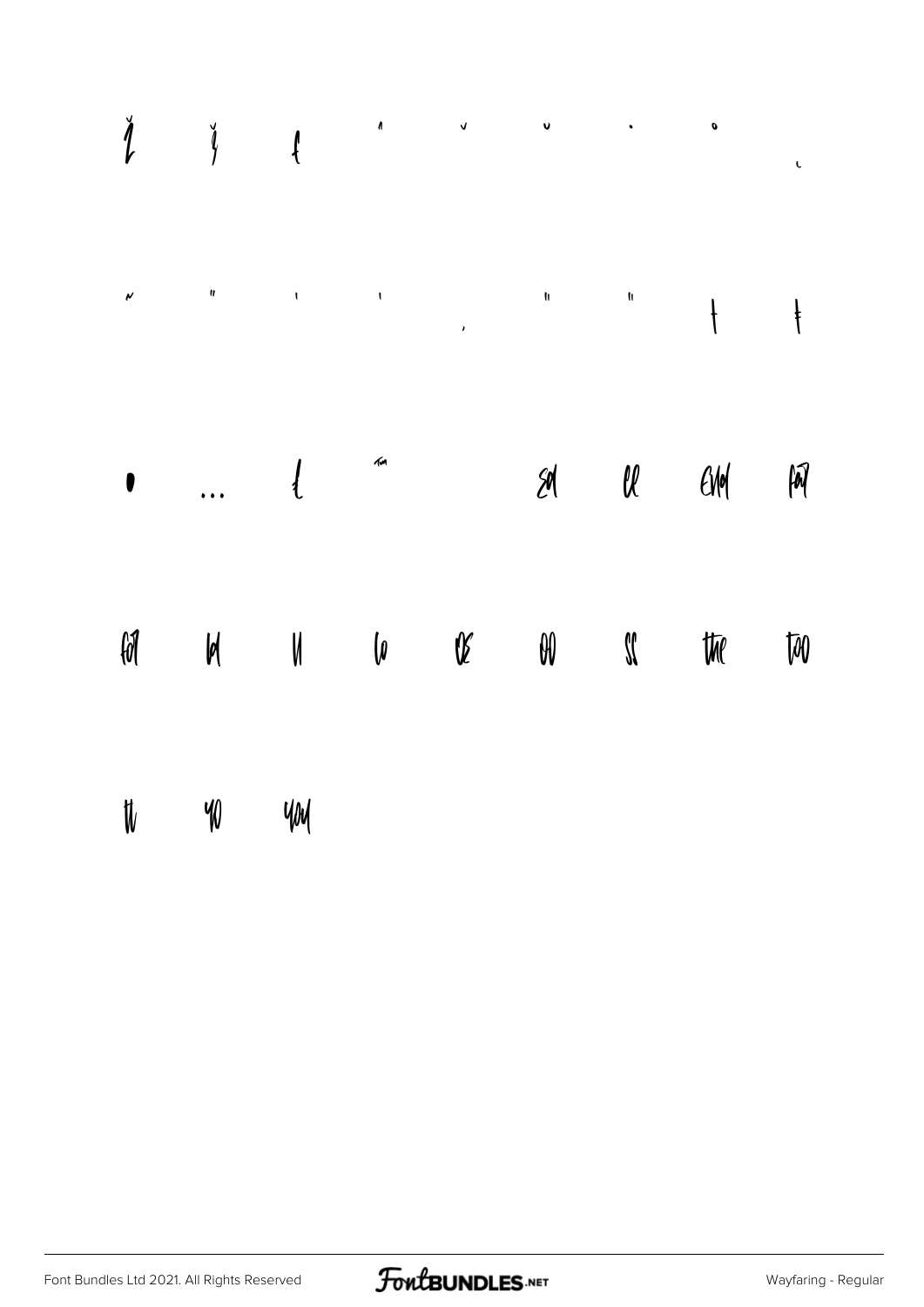Ĭ ĭ ſ ˆ ˇ ˘ ˙ ˚ ˛

˜ ˝ ' ' ‚ " " † ‡

• … ł ™ ﬁ ﬂ